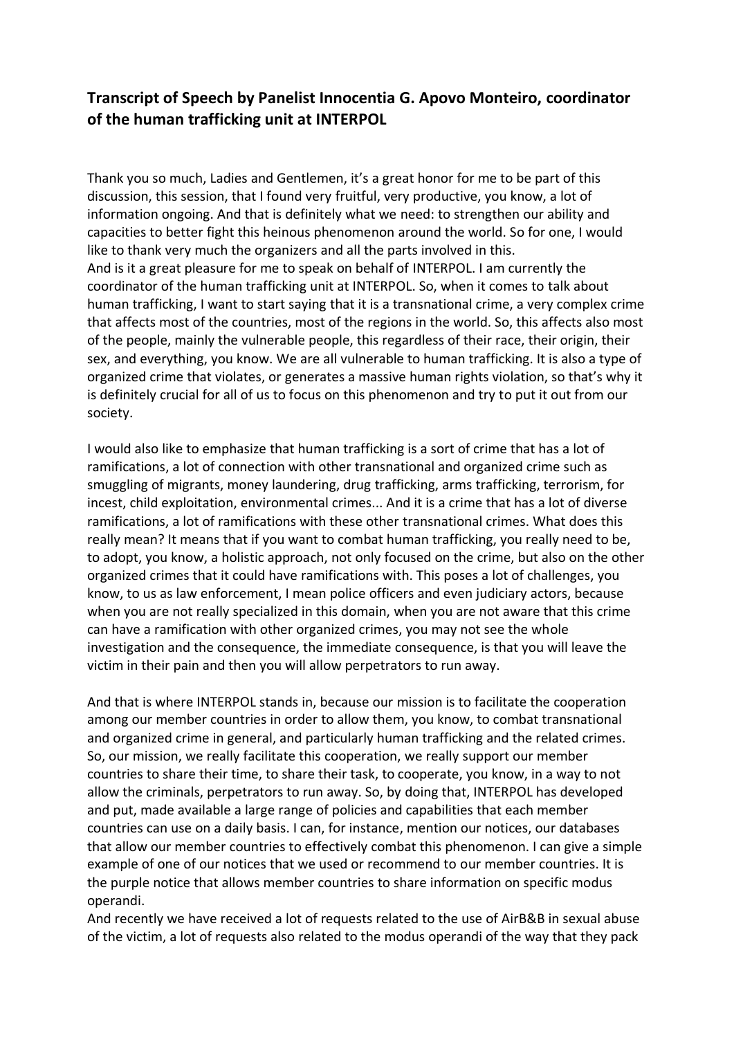**Transcript of Speech by Panelist Innocentia G. Apovo Monteiro, coordinator of the human trafficking unit at INTERPOL**

Thank you so much, Ladies and Gentlemen, it's a great honor for me to be part of this discussion, this session, that I found very fruitful, very productive, you know, a lot of information ongoing. And that is definitely what we need: to strengthen our ability and capacities to better fight this heinous phenomenon around the world. So for one, I would like to thank very much the organizers and all the parts involved in this.

And is it a great pleasure for me to speak on behalf of INTERPOL. I am currently the coordinator of the human trafficking unit at INTERPOL. So, when it comes to talk about human trafficking, I want to start saying that it is a transnational crime, a very complex crime that affects most of the countries, most of the regions in the world. So, this affects also most of the people, mainly the vulnerable people, this regardless of their race, their origin, their sex, and everything, you know. We are all vulnerable to human trafficking. It is also a type of organized crime that violates, or generates a massive human rights violation, so that's why it is definitely crucial for all of us to focus on this phenomenon and try to put it out from our society.

I would also like to emphasize that human trafficking is a sort of crime that has a lot of ramifications, a lot of connection with other transnational and organized crime such as smuggling of migrants, money laundering, drug trafficking, arms trafficking, terrorism, for incest, child exploitation, environmental crimes... And it is a crime that has a lot of diverse ramifications, a lot of ramifications with these other transnational crimes. What does this really mean? It means that if you want to combat human trafficking, you really need to be, to adopt, you know, a holistic approach, not only focused on the crime, but also on the other organized crimes that it could have ramifications with. This poses a lot of challenges, you know, to us as law enforcement, I mean police officers and even judiciary actors, because when you are not really specialized in this domain, when you are not aware that this crime can have a ramification with other organized crimes, you may not see the whole investigation and the consequence, the immediate consequence, is that you will leave the victim in their pain and then you will allow perpetrators to run away.

And that is where INTERPOL stands in, because our mission is to facilitate the cooperation among our member countries in order to allow them, you know, to combat transnational and organized crime in general, and particularly human trafficking and the related crimes. So, our mission, we really facilitate this cooperation, we really support our member countries to share their time, to share their task, to cooperate, you know, in a way to not allow the criminals, perpetrators to run away. So, by doing that, INTERPOL has developed and put, made available a large range of policies and capabilities that each member countries can use on a daily basis. I can, for instance, mention our notices, our databases that allow our member countries to effectively combat this phenomenon. I can give a simple example of one of our notices that we used or recommend to our member countries. It is the purple notice that allows member countries to share information on specific modus operandi.

And recently we have received a lot of requests related to the use of AirB&B in sexual abuse of the victim, a lot of requests also related to the modus operandi of the way that they pack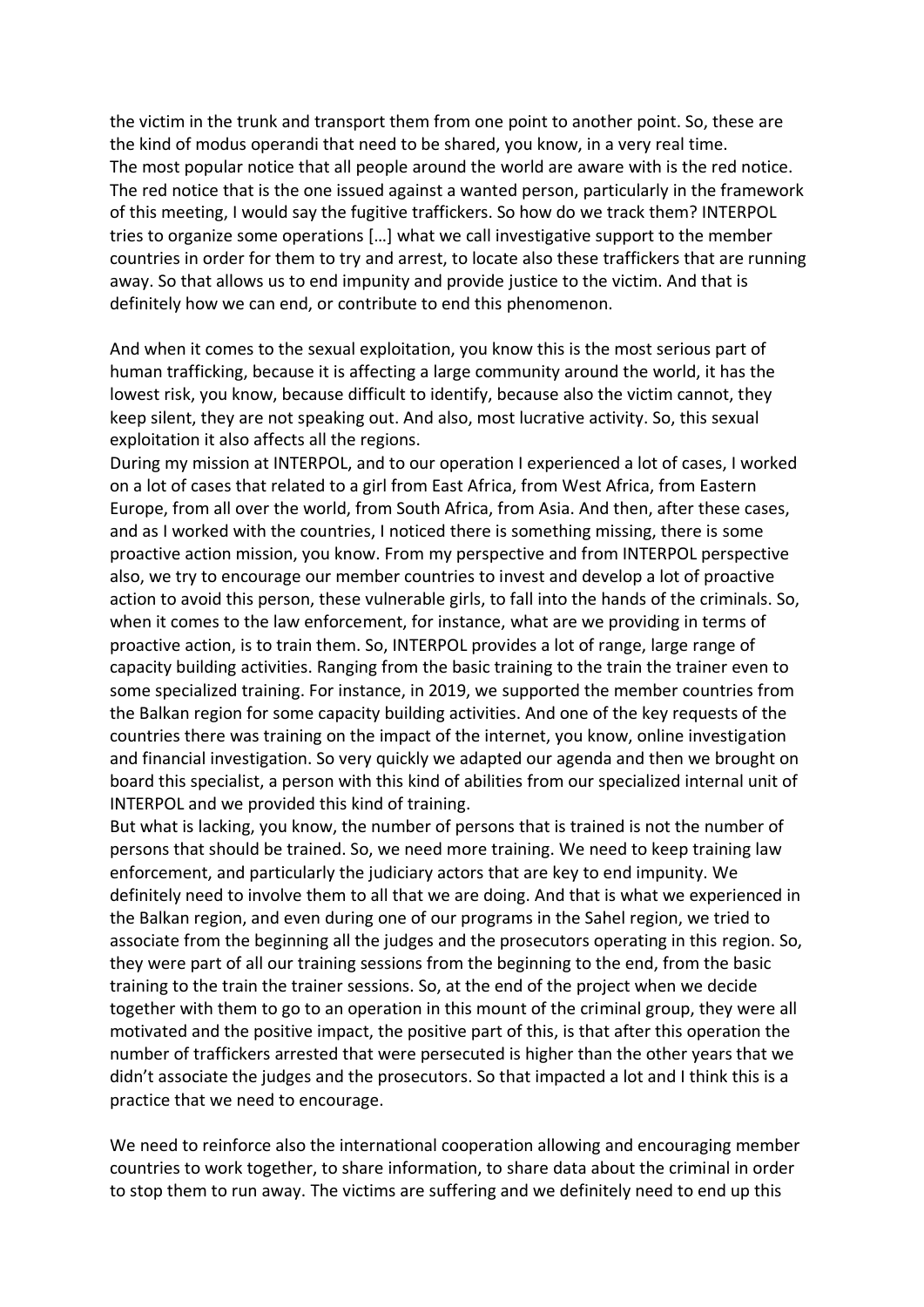the victim in the trunk and transport them from one point to another point. So, these are the kind of modus operandi that need to be shared, you know, in a very real time.
The most popular notice that all people around the world are aware with is the red notice. The red notice that is the one issued against a wanted person, particularly in the framework of this meeting, I would say the fugitive traffickers. So how do we track them? INTERPOL tries to organize some operations […] what we call investigative support to the member countries in order for them to try and arrest, to locate also these traffickers that are running away. So that allows us to end impunity and provide justice to the victim. And that is definitely how we can end, or contribute to end this phenomenon.

And when it comes to the sexual exploitation, you know this is the most serious part of human trafficking, because it is affecting a large community around the world, it has the lowest risk, you know, because difficult to identify, because also the victim cannot, they keep silent, they are not speaking out. And also, most lucrative activity. So, this sexual exploitation it also affects all the regions.
During my mission at INTERPOL, and to our operation I experienced a lot of cases, I worked on a lot of cases that related to a girl from East Africa, from West Africa, from Eastern Europe, from all over the world, from South Africa, from Asia. And then, after these cases, and as I worked with the countries, I noticed there is something missing, there is some proactive action mission, you know. From my perspective and from INTERPOL perspective also, we try to encourage our member countries to invest and develop a lot of proactive action to avoid this person, these vulnerable girls, to fall into the hands of the criminals. So, when it comes to the law enforcement, for instance, what are we providing in terms of proactive action, is to train them. So, INTERPOL provides a lot of range, large range of capacity building activities. Ranging from the basic training to the train the trainer even to some specialized training. For instance, in 2019, we supported the member countries from the Balkan region for some capacity building activities. And one of the key requests of the countries there was training on the impact of the internet, you know, online investigation and financial investigation. So very quickly we adapted our agenda and then we brought on board this specialist, a person with this kind of abilities from our specialized internal unit of INTERPOL and we provided this kind of training.
But what is lacking, you know, the number of persons that is trained is not the number of persons that should be trained. So, we need more training. We need to keep training law enforcement, and particularly the judiciary actors that are key to end impunity. We definitely need to involve them to all that we are doing. And that is what we experienced in the Balkan region, and even during one of our programs in the Sahel region, we tried to associate from the beginning all the judges and the prosecutors operating in this region. So, they were part of all our training sessions from the beginning to the end, from the basic training to the train the trainer sessions. So, at the end of the project when we decide together with them to go to an operation in this mount of the criminal group, they were all motivated and the positive impact, the positive part of this, is that after this operation the number of traffickers arrested that were persecuted is higher than the other years that we didn't associate the judges and the prosecutors. So that impacted a lot and I think this is a practice that we need to encourage.

We need to reinforce also the international cooperation allowing and encouraging member countries to work together, to share information, to share data about the criminal in order to stop them to run away. The victims are suffering and we definitely need to end up this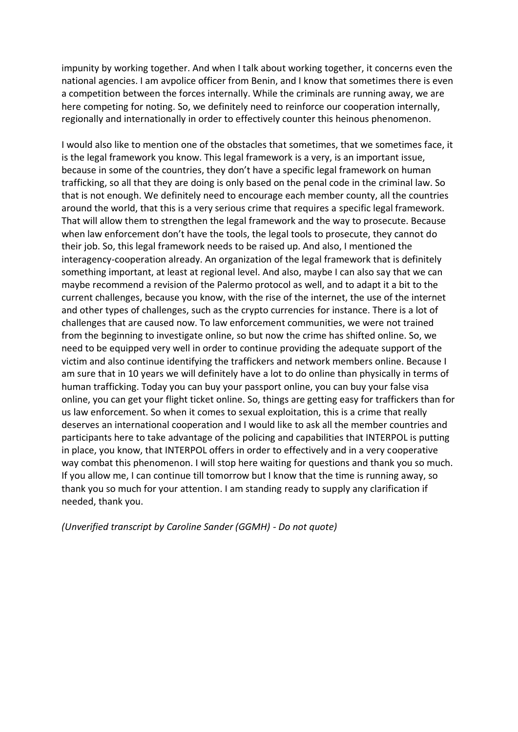impunity by working together. And when I talk about working together, it concerns even the national agencies. I am avpolice officer from Benin, and I know that sometimes there is even a competition between the forces internally. While the criminals are running away, we are here competing for noting. So, we definitely need to reinforce our cooperation internally, regionally and internationally in order to effectively counter this heinous phenomenon.

I would also like to mention one of the obstacles that sometimes, that we sometimes face, it is the legal framework you know. This legal framework is a very, is an important issue, because in some of the countries, they don't have a specific legal framework on human trafficking, so all that they are doing is only based on the penal code in the criminal law. So that is not enough. We definitely need to encourage each member county, all the countries around the world, that this is a very serious crime that requires a specific legal framework. That will allow them to strengthen the legal framework and the way to prosecute. Because when law enforcement don't have the tools, the legal tools to prosecute, they cannot do their job. So, this legal framework needs to be raised up. And also, I mentioned the interagency-cooperation already. An organization of the legal framework that is definitely something important, at least at regional level. And also, maybe I can also say that we can maybe recommend a revision of the Palermo protocol as well, and to adapt it a bit to the current challenges, because you know, with the rise of the internet, the use of the internet and other types of challenges, such as the crypto currencies for instance. There is a lot of challenges that are caused now. To law enforcement communities, we were not trained from the beginning to investigate online, so but now the crime has shifted online. So, we need to be equipped very well in order to continue providing the adequate support of the victim and also continue identifying the traffickers and network members online. Because I am sure that in 10 years we will definitely have a lot to do online than physically in terms of human trafficking. Today you can buy your passport online, you can buy your false visa online, you can get your flight ticket online. So, things are getting easy for traffickers than for us law enforcement. So when it comes to sexual exploitation, this is a crime that really deserves an international cooperation and I would like to ask all the member countries and participants here to take advantage of the policing and capabilities that INTERPOL is putting in place, you know, that INTERPOL offers in order to effectively and in a very cooperative way combat this phenomenon. I will stop here waiting for questions and thank you so much. If you allow me, I can continue till tomorrow but I know that the time is running away, so thank you so much for your attention. I am standing ready to supply any clarification if needed, thank you.

*(Unverified transcript by Caroline Sander (GGMH) - Do not quote)*